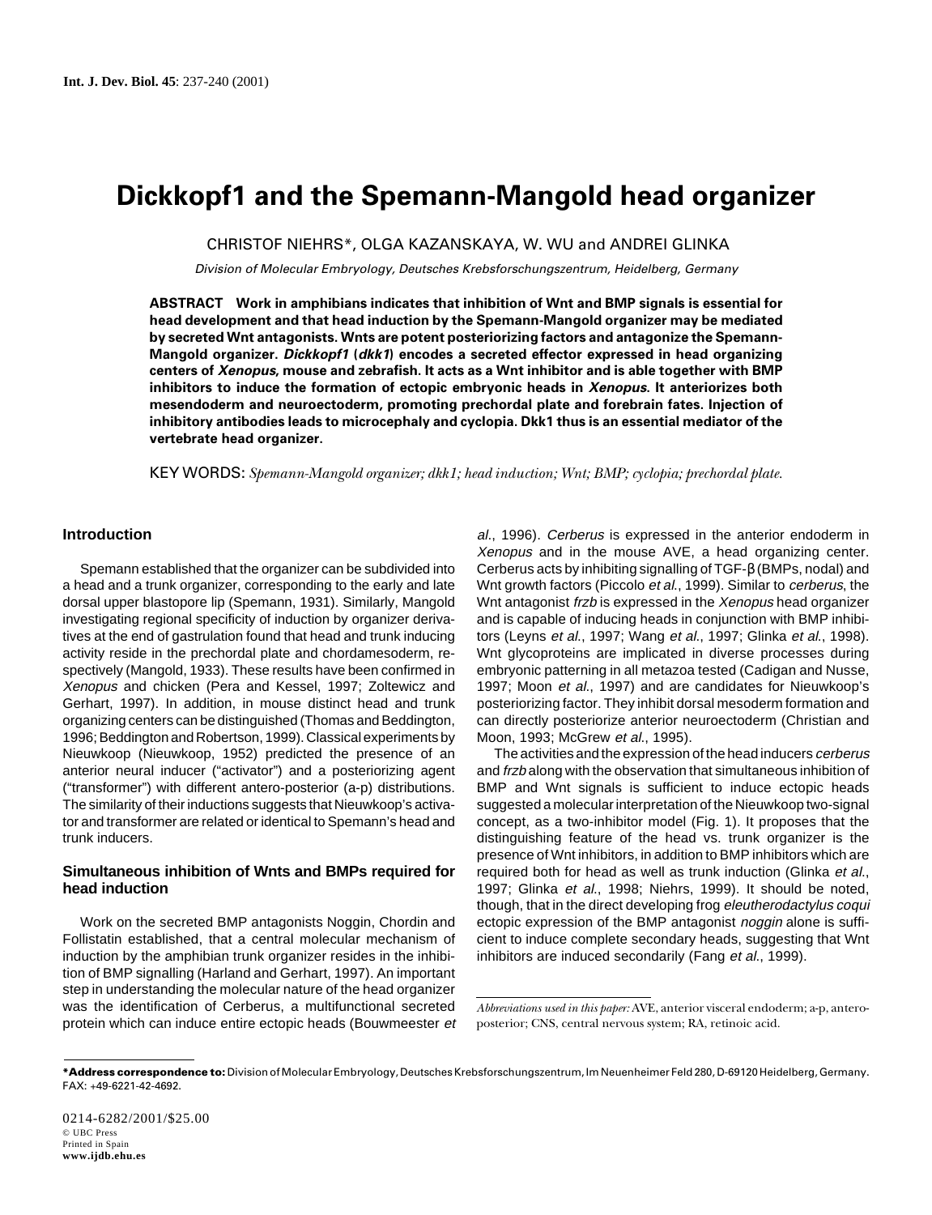# Dickkopf1 and the Spemann-Mangold head organizer

CHRISTOF NIEHRS*, OLGA KAZANSKAYA, W. WU and ANDREI GLINKA

*Division of Molecular Embryology, Deutsches Krebsforschungszentrum, Heidelberg, Germany*

**ABSTRACT Work in amphibians indicates that inhibition of Wnt and BMP signals is essential for head development and that head induction by the Spemann-Mangold organizer may be mediated by secreted Wnt antagonists. Wnts are potent posteriorizing factors and antagonize the Spemann-Mangold organizer. *Dickkopf1* (*dkk1*) encodes a secreted effector expressed in head organizing centers of *Xenopus*, mouse and zebrafish. It acts as a Wnt inhibitor and is able together with BMP inhibitors to induce the formation of ectopic embryonic heads in *Xenopus*. It anteriorizes both mesendoderm and neuroectoderm, promoting prechordal plate and forebrain fates. Injection of inhibitory antibodies leads to microcephaly and cyclopia. Dkk1 thus is an essential mediator of the vertebrate head organizer.**

KEY WORDS: *Spemann-Mangold organizer; dkk1; head induction; Wnt; BMP; cyclopia; prechordal plate.*

## Introduction

Spemann established that the organizer can be subdivided into a head and a trunk organizer, corresponding to the early and late dorsal upper blastopore lip (Spemann, 1931). Similarly, Mangold investigating regional specificity of induction by organizer derivatives at the end of gastrulation found that head and trunk inducing activity reside in the prechordal plate and chordamesoderm, respectively (Mangold, 1933). These results have been confirmed in *Xenopus* and chicken (Pera and Kessel, 1997; Zoltewicz and Gerhart, 1997). In addition, in mouse distinct head and trunk organizing centers can be distinguished (Thomas and Beddington, 1996; Beddington and Robertson, 1999). Classical experiments by Nieuwkoop (Nieuwkoop, 1952) predicted the presence of an anterior neural inducer ("activator") and a posteriorizing agent ("transformer") with different antero-posterior (a-p) distributions. The similarity of their inductions suggests that Nieuwkoop's activator and transformer are related or identical to Spemann's head and trunk inducers.

## Simultaneous inhibition of Wnts and BMPs required for head induction

Work on the secreted BMP antagonists Noggin, Chordin and Follistatin established, that a central molecular mechanism of induction by the amphibian trunk organizer resides in the inhibition of BMP signalling (Harland and Gerhart, 1997). An important step in understanding the molecular nature of the head organizer was the identification of Cerberus, a multifunctional secreted protein which can induce entire ectopic heads (Bouwmeester *et al.*, 1996). *Cerberus* is expressed in the anterior endoderm in *Xenopus* and in the mouse AVE, a head organizing center. Cerberus acts by inhibiting signalling of TGF-β (BMPs, nodal) and Wnt growth factors (Piccolo *et al.*, 1999). Similar to *cerberus*, the Wnt antagonist *frzb* is expressed in the *Xenopus* head organizer and is capable of inducing heads in conjunction with BMP inhibitors (Leyns *et al.*, 1997; Wang *et al.*, 1997; Glinka *et al.*, 1998). Wnt glycoproteins are implicated in diverse processes during embryonic patterning in all metazoa tested (Cadigan and Nusse, 1997; Moon *et al.*, 1997) and are candidates for Nieuwkoop's posteriorizing factor. They inhibit dorsal mesoderm formation and can directly posteriorize anterior neuroectoderm (Christian and Moon, 1993; McGrew *et al.*, 1995).

The activities and the expression of the head inducers *cerberus* and *frzb* along with the observation that simultaneous inhibition of BMP and Wnt signals is sufficient to induce ectopic heads suggested a molecular interpretation of the Nieuwkoop two-signal concept, as a two-inhibitor model (Fig. 1). It proposes that the distinguishing feature of the head vs. trunk organizer is the presence of Wnt inhibitors, in addition to BMP inhibitors which are required both for head as well as trunk induction (Glinka *et al.*, 1997; Glinka *et al.*, 1998; Niehrs, 1999). It should be noted, though, that in the direct developing frog *eleutherodactylus coqui* ectopic expression of the BMP antagonist *noggin* alone is sufficient to induce complete secondary heads, suggesting that Wnt inhibitors are induced secondarily (Fang *et al.*, 1999).

*Abbreviations used in this paper:* AVE, anterior visceral endoderm; a-p, antero-posterior; CNS, central nervous system; RA, retinoic acid.

***Address correspondence to:** Division of Molecular Embryology, Deutsches Krebsforschungszentrum, Im Neuenheimer Feld 280, D-69120 Heidelberg, Germany. FAX: +49-6221-42-4692.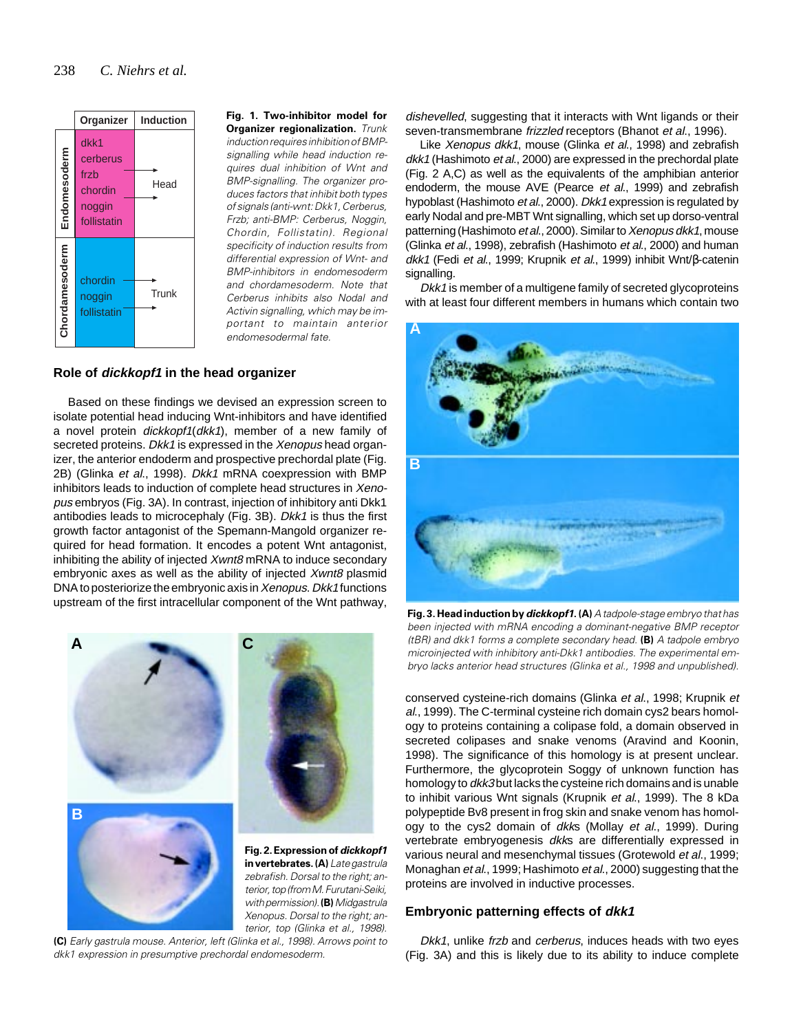| | Organizer | Induction |
|---|---|---|
| Endomesoderm | dkk1<br>cerberus<br>frzb<br>chordin<br>noggin<br>follistatin | Head |
| Chordamesoderm | chordin<br>noggin<br>follistatin | Trunk |

**Fig. 1. Two-inhibitor model for Organizer regionalization.** *Trunk induction requires inhibition of BMP-signalling while head induction requires dual inhibition of Wnt and BMP-signalling. The organizer produces factors that inhibit both types of signals (anti-wnt: Dkk1, Cerberus, Frzb; anti-BMP: Cerberus, Noggin, Chordin, Follistatin). Regional specificity of induction results from differential expression of Wnt- and BMP-inhibitors in endomesoderm and chordamesoderm. Note that Cerberus inhibits also Nodal and Activin signalling, which may be important to maintain anterior endomesodermal fate.*

## Role of *dickkopf1* in the head organizer

Based on these findings we devised an expression screen to isolate potential head inducing Wnt-inhibitors and have identified a novel protein *dickkopf1*(*dkk1*), member of a new family of secreted proteins. *Dkk1* is expressed in the *Xenopus* head organizer, the anterior endoderm and prospective prechordal plate (Fig. 2B) (Glinka *et al*., 1998). *Dkk1* mRNA coexpression with BMP inhibitors leads to induction of complete head structures in *Xenopus* embryos (Fig. 3A). In contrast, injection of inhibitory anti Dkk1 antibodies leads to microcephaly (Fig. 3B). *Dkk1* is thus the first growth factor antagonist of the Spemann-Mangold organizer required for head formation. It encodes a potent Wnt antagonist, inhibiting the ability of injected *Xwnt8* mRNA to induce secondary embryonic axes as well as the ability of injected *Xwnt8* plasmid DNA to posteriorize the embryonic axis in *Xenopus. Dkk1* functions upstream of the first intracellular component of the Wnt pathway, *dishevelled*, suggesting that it interacts with Wnt ligands or their seven-transmembrane *frizzled* receptors (Bhanot *et al*., 1996).

**Fig. 2. Expression of *dickkopf1* in vertebrates. (A)** *Late gastrula zebrafish. Dorsal to the right; anterior, top (from M. Furutani-Seiki, with permission).* **(B)** *Midgastrula Xenopus. Dorsal to the right; anterior, top (Glinka et al., 1998).* **(C)** *Early gastrula mouse. Anterior, left (Glinka et al., 1998). Arrows point to dkk1 expression in presumptive prechordal endomesoderm.*

Like *Xenopus dkk1*, mouse (Glinka *et al*., 1998) and zebrafish *dkk1* (Hashimoto *et al*., 2000) are expressed in the prechordal plate (Fig. 2 A,C) as well as the equivalents of the amphibian anterior endoderm, the mouse AVE (Pearce *et al*., 1999) and zebrafish hypoblast (Hashimoto *et al*., 2000). *Dkk1* expression is regulated by early Nodal and pre-MBT Wnt signalling, which set up dorso-ventral patterning (Hashimoto *et al*., 2000). Similar to *Xenopus dkk1*, mouse (Glinka *et al*., 1998), zebrafish (Hashimoto *et al*., 2000) and human *dkk1* (Fedi *et al*., 1999; Krupnik *et al*., 1999) inhibit Wnt/β-catenin signalling.

*Dkk1* is member of a multigene family of secreted glycoproteins with at least four different members in humans which contain two conserved cysteine-rich domains (Glinka *et al*., 1998; Krupnik *et al*., 1999). The C-terminal cysteine rich domain cys2 bears homology to proteins containing a colipase fold, a domain observed in secreted colipases and snake venoms (Aravind and Koonin, 1998). The significance of this homology is at present unclear. Furthermore, the glycoprotein Soggy of unknown function has homology to *dkk3* but lacks the cysteine rich domains and is unable to inhibit various Wnt signals (Krupnik *et al*., 1999). The 8 kDa polypeptide Bv8 present in frog skin and snake venom has homology to the cys2 domain of *dkk*s (Mollay *et al*., 1999). During vertebrate embryogenesis *dkk*s are differentially expressed in various neural and mesenchymal tissues (Grotewold *et al*., 1999; Monaghan *et al*., 1999; Hashimoto *et al*., 2000) suggesting that the proteins are involved in inductive processes.

**Fig. 3. Head induction by *dickkopf1*. (A)** *A tadpole-stage embryo that has been injected with mRNA encoding a dominant-negative BMP receptor (tBR) and dkk1 forms a complete secondary head.* **(B)** *A tadpole embryo microinjected with inhibitory anti-Dkk1 antibodies. The experimental embryo lacks anterior head structures (Glinka et al., 1998 and unpublished).*

## Embryonic patterning effects of *dkk1*

*Dkk1*, unlike *frzb* and *cerberus*, induces heads with two eyes (Fig. 3A) and this is likely due to its ability to induce complete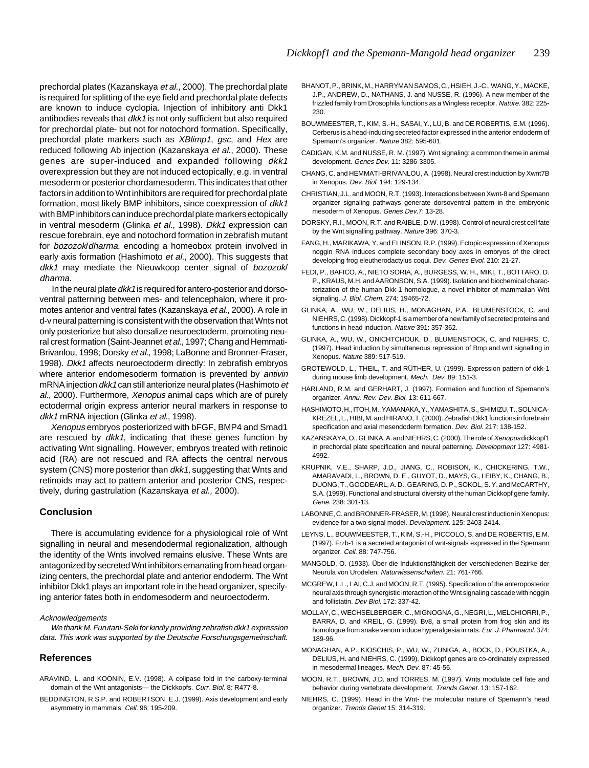prechordal plates (Kazanskaya *et al*., 2000). The prechordal plate is required for splitting of the eye field and prechordal plate defects are known to induce cyclopia. Injection of inhibitory anti Dkk1 antibodies reveals that *dkk1* is not only sufficient but also required for prechordal plate- but not for notochord formation. Specifically, prechordal plate markers such as *XBlimp1*, *gsc*, and *Hex* are reduced following Ab injection (Kazanskaya *et al*., 2000). These genes are super-induced and expanded following *dkk1* overexpression but they are not induced ectopically, e.g. in ventral mesoderm or posterior chordamesoderm. This indicates that other factors in addition to Wnt inhibitors are required for prechordal plate formation, most likely BMP inhibitors, since coexpression of *dkk1* with BMP inhibitors can induce prechordal plate markers ectopically in ventral mesoderm (Glinka *et al*., 1998). *Dkk1* expression can rescue forebrain, eye and notochord formation in zebrafish mutant for *bozozok*/*dharma*, encoding a homeobox protein involved in early axis formation (Hashimoto *et al*., 2000). This suggests that *dkk1* may mediate the Nieuwkoop center signal of *bozozok*/*dharma*.

In the neural plate *dkk1* is required for antero-posterior and dorso-ventral patterning between mes- and telencephalon, where it promotes anterior and ventral fates (Kazanskaya *et al*., 2000). A role in d-v neural patterning is consistent with the observation that Wnts not only posteriorize but also dorsalize neuroectoderm, promoting neural crest formation (Saint-Jeannet *et al*., 1997; Chang and Hemmati-Brivanlou, 1998; Dorsky *et al*., 1998; LaBonne and Bronner-Fraser, 1998). *Dkk1* affects neuroectoderm directly: In zebrafish embryos where anterior endomesoderm formation is prevented by *antivin* mRNA injection *dkk1* can still anteriorize neural plates (Hashimoto *et al*., 2000). Furthermore, *Xenopus* animal caps which are of purely ectodermal origin express anterior neural markers in response to *dkk1* mRNA injection (Glinka *et al*., 1998).

*Xenopus* embryos posteriorized with bFGF, BMP4 and Smad1 are rescued by *dkk1*, indicating that these genes function by activating Wnt signalling. However, embryos treated with retinoic acid (RA) are not rescued and RA affects the central nervous system (CNS) more posterior than *dkk1*, suggesting that Wnts and retinoids may act to pattern anterior and posterior CNS, respectively, during gastrulation (Kazanskaya *et al.,* 2000).

## Conclusion

There is accumulating evidence for a physiological role of Wnt signalling in neural and mesendodermal regionalization, although the identity of the Wnts involved remains elusive. These Wnts are antagonized by secreted Wnt inhibitors emanating from head organizing centers, the prechordal plate and anterior endoderm. The Wnt inhibitor Dkk1 plays an important role in the head organizer, specifying anterior fates both in endomesoderm and neuroectoderm.

*Acknowledgements*

*We thank M. Furutani-Seki for kindly providing zebrafish dkk1 expression data. This work was supported by the Deutsche Forschungsgemeinschaft.*

## References

ARAVIND, L. and KOONIN, E.V. (1998). A colipase fold in the carboxy-terminal domain of the Wnt antagonists— the Dickkopfs. *Curr. Biol.* 8: R477-8.

BEDDINGTON, R.S.P. and ROBERTSON, E.J. (1999). Axis development and early asymmetry in mammals. *Cell.* 96: 195-209.

BHANOT, P., BRINK, M., HARRYMAN SAMOS, C., HSIEH, J.-C., WANG, Y., MACKE, J.P., ANDREW, D., NATHANS, J. and NUSSE, R. (1996). A new member of the frizzled family from Drosophila functions as a Wingless receptor. *Nature.* 382: 225-230.

BOUWMEESTER, T., KIM, S.-H., SASAI, Y., LU, B. and DE ROBERTIS, E.M. (1996). Cerberus is a head-inducing secreted factor expressed in the anterior endoderm of Spemann's organizer. *Nature* 382: 595-601.

CADIGAN, K.M. and NUSSE, R. M. (1997). Wnt signaling: a common theme in animal development. *Genes Dev.* 11: 3286-3305.

CHANG, C. and HEMMATI-BRIVANLOU, A. (1998). Neural crest induction by Xwnt7B in Xenopus. *Dev. Biol.* 194: 129-134.

CHRISTIAN, J.L. and MOON, R.T. (1993). Interactions between Xwnt-8 and Spemann organizer signaling pathways generate dorsoventral pattern in the embryonic mesoderm of Xenopus. *Genes Dev.*7: 13-28.

DORSKY, R.I., MOON, R.T. and RAIBLE, D.W. (1998). Control of neural crest cell fate by the Wnt signalling pathway. *Nature* 396: 370-3.

FANG, H., MARIKAWA, Y. and ELINSON, R.P. (1999). Ectopic expression of Xenopus noggin RNA induces complete secondary body axes in embryos of the direct developing frog eleutherodactylus coqui. *Dev. Genes Evol.* 210: 21-27.

FEDI, P., BAFICO, A., NIETO SORIA, A., BURGESS, W. H., MIKI, T., BOTTARO, D. P., KRAUS, M.H. and AARONSON, S.A. (1999). Isolation and biochemical characterization of the human Dkk-1 homologue, a novel inhibitor of mammalian Wnt signaling. *J. Biol. Chem.* 274: 19465-72.

GLINKA, A., WU, W., DELIUS, H., MONAGHAN, P.A., BLUMENSTOCK, C. and NIEHRS, C. (1998). Dickkopf-1 is a member of a new family of secreted proteins and functions in head induction. *Nature* 391: 357-362.

GLINKA, A., WU, W., ONICHTCHOUK, D., BLUMENSTOCK, C. and NIEHRS, C. (1997). Head induction by simultaneous repression of Bmp and wnt signalling in Xenopus. *Nature* 389: 517-519.

GROTEWOLD, L., THEIL, T. and RÜTHER, U. (1999). Expression pattern of dkk-1 during mouse limb development. *Mech. Dev.* 89: 151-3.

HARLAND, R.M. and GERHART, J. (1997). Formation and function of Spemann's organizer. *Annu. Rev. Dev. Biol.* 13: 611-667.

HASHIMOTO, H., ITOH, M., YAMANAKA, Y., YAMASHITA, S., SHIMIZU, T., SOLNICA-KREZEL, L., HIBI, M. and HIRANO, T. (2000). Zebrafish Dkk1 functions in forebrain specification and axial mesendoderm formation. *Dev. Biol.* 217: 138-152.

KAZANSKAYA, O., GLINKA, A. and NIEHRS, C. (2000). The role of *Xenopus* dickkopf1 in prechordal plate specification and neural patterning. *Development* 127: 4981-4992.

KRUPNIK, V.E., SHARP, J.D., JIANG, C., ROBISON, K., CHICKERING, T.W., AMARAVADI, L., BROWN, D. E., GUYOT, D., MAYS, G., LEIBY, K., CHANG, B., DUONG, T., GOODEARL, A. D., GEARING, D. P., SOKOL, S. Y. and McCARTHY, S.A. (1999). Functional and structural diversity of the human Dickkopf gene family. *Gene.* 238: 301-13.

LABONNE, C. and BRONNER-FRASER, M. (1998). Neural crest induction in Xenopus: evidence for a two signal model. *Development.* 125: 2403-2414.

LEYNS, L., BOUWMEESTER, T., KIM, S.-H., PICCOLO, S. and DE ROBERTIS, E.M. (1997). Frzb-1 is a secreted antagonist of wnt-signals expressed in the Spemann organizer. *Cell.* 88: 747-756.

MANGOLD, O. (1933). Über die Induktionsfähigkeit der verschiedenen Bezirke der Neurula von Urodelen. *Naturwissenschaften.* 21: 761-766.

MCGREW, L.L., LAI, C.J. and MOON, R.T. (1995). Specification of the anteroposterior neural axis through synergistic interaction of the Wnt signaling cascade with noggin and follistatin. *Dev Biol.* 172: 337-42.

MOLLAY, C., WECHSELBERGER, C., MIGNOGNA, G., NEGRI, L., MELCHIORRI, P., BARRA, D. and KREIL, G. (1999). Bv8, a small protein from frog skin and its homologue from snake venom induce hyperalgesia in rats. *Eur. J. Pharmacol.* 374: 189-96.

MONAGHAN, A.P., KIOSCHIS, P., WU, W., ZUNIGA, A., BOCK, D., POUSTKA, A., DELIUS, H. and NIEHRS, C. (1999). Dickkopf genes are co-ordinately expressed in mesodermal lineages. *Mech. Dev.* 87: 45-56.

MOON, R.T., BROWN, J.D. and TORRES, M. (1997). Wnts modulate cell fate and behavior during vertebrate development. *Trends Genet.* 13: 157-162.

NIEHRS, C. (1999). Head in the Wnt- the molecular nature of Spemann's head organizer. *Trends Genet* 15: 314-319.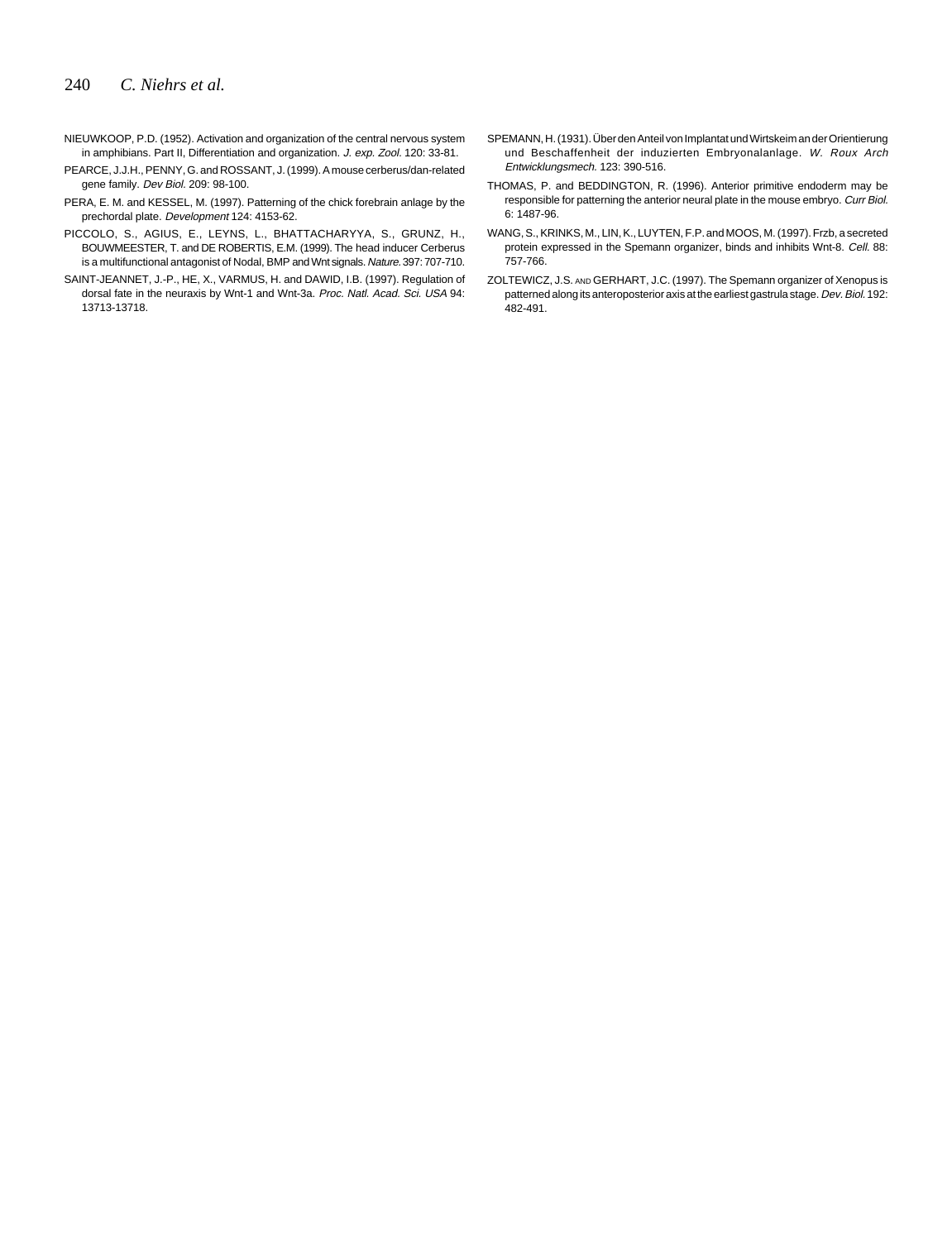NIEUWKOOP, P.D. (1952). Activation and organization of the central nervous system in amphibians. Part II, Differentiation and organization. *J. exp. Zool.* 120: 33-81.

PEARCE, J.J.H., PENNY, G. and ROSSANT, J. (1999). A mouse cerberus/dan-related gene family. *Dev Biol.* 209: 98-100.

PERA, E. M. and KESSEL, M. (1997). Patterning of the chick forebrain anlage by the prechordal plate. *Development* 124: 4153-62.

PICCOLO, S., AGIUS, E., LEYNS, L., BHATTACHARYYA, S., GRUNZ, H., BOUWMEESTER, T. and DE ROBERTIS, E.M. (1999). The head inducer Cerberus is a multifunctional antagonist of Nodal, BMP and Wnt signals. *Nature.* 397: 707-710.

SAINT-JEANNET, J.-P., HE, X., VARMUS, H. and DAWID, I.B. (1997). Regulation of dorsal fate in the neuraxis by Wnt-1 and Wnt-3a. *Proc. Natl. Acad. Sci. USA* 94: 13713-13718.

SPEMANN, H. (1931). Über den Anteil von Implantat und Wirtskeim an der Orientierung und Beschaffenheit der induzierten Embryonalanlage. *W. Roux Arch Entwicklungsmech.* 123: 390-516.

THOMAS, P. and BEDDINGTON, R. (1996). Anterior primitive endoderm may be responsible for patterning the anterior neural plate in the mouse embryo. *Curr Biol.* 6: 1487-96.

WANG, S., KRINKS, M., LIN, K., LUYTEN, F.P. and MOOS, M. (1997). Frzb, a secreted protein expressed in the Spemann organizer, binds and inhibits Wnt-8. *Cell.* 88: 757-766.

ZOLTEWICZ, J.S. AND GERHART, J.C. (1997). The Spemann organizer of Xenopus is patterned along its anteroposterior axis at the earliest gastrula stage. *Dev. Biol.* 192: 482-491.